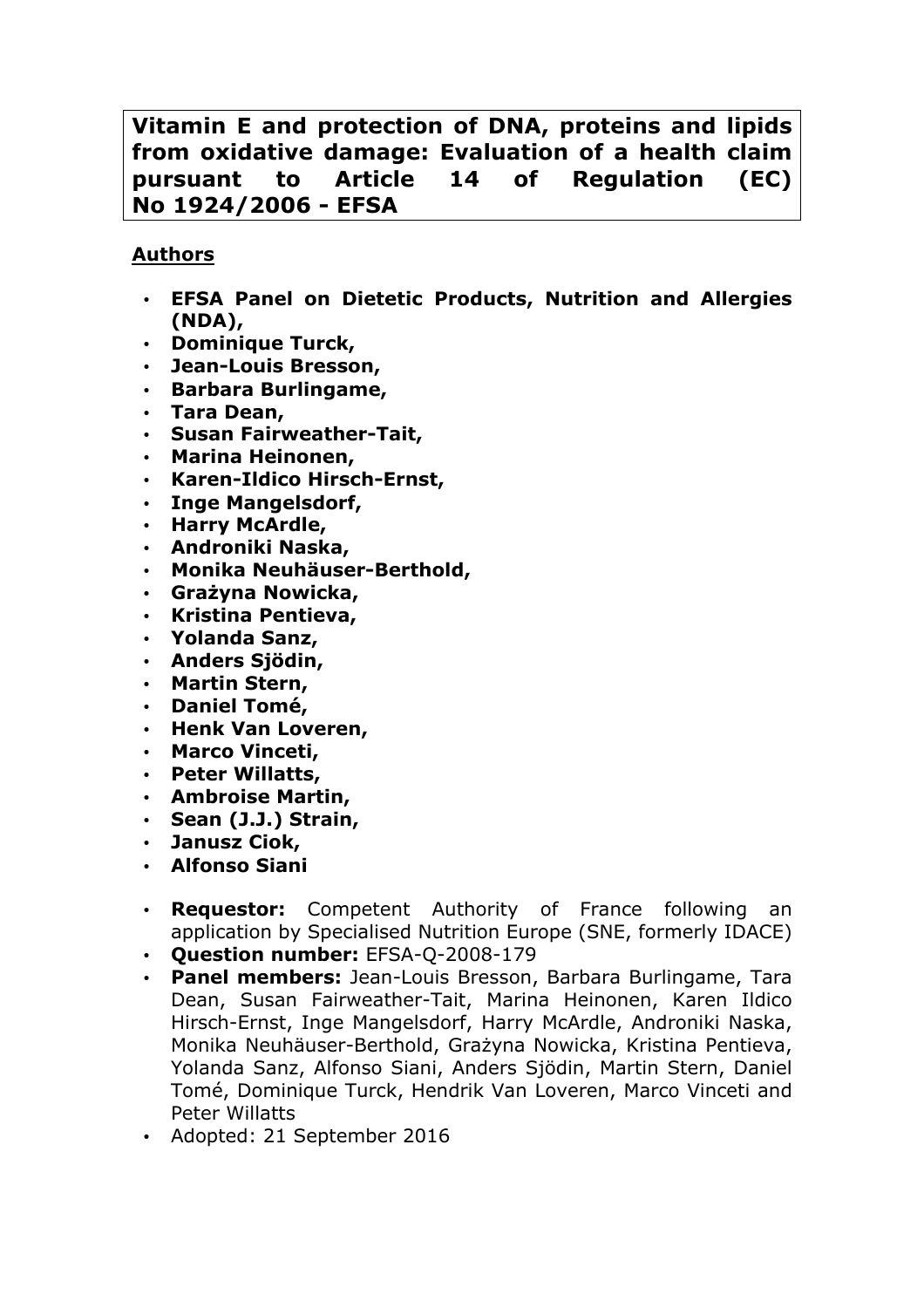# Vitamin E and protection of DNA, proteins and lipids from oxidative damage: Evaluation of a health claim pursuant to Article 14 of Regulation (EC) No 1924/2006 - EFSA

## Authors

- **EFSA Panel on Dietetic Products, Nutrition and Allergies (NDA),**
- **Dominique Turck,**
- **Jean-Louis Bresson,**
- **Barbara Burlingame,**
- **Tara Dean,**
- **Susan Fairweather-Tait,**
- **Marina Heinonen,**
- **Karen-Ildico Hirsch-Ernst,**
- **Inge Mangelsdorf,**
- **Harry McArdle,**
- **Androniki Naska,**
- **Monika Neuhäuser-Berthold,**
- **Grażyna Nowicka,**
- **Kristina Pentieva,**
- **Yolanda Sanz,**
- **Anders Sjödin,**
- **Martin Stern,**
- **Daniel Tomé,**
- **Henk Van Loveren,**
- **Marco Vinceti,**
- **Peter Willatts,**
- **Ambroise Martin,**
- **Sean (J.J.) Strain,**
- **Janusz Ciok,**
- **Alfonso Siani**

- **Requestor:** Competent Authority of France following an application by Specialised Nutrition Europe (SNE, formerly IDACE)
- **Question number:** EFSA-Q-2008-179
- **Panel members:** Jean-Louis Bresson, Barbara Burlingame, Tara Dean, Susan Fairweather-Tait, Marina Heinonen, Karen Ildico Hirsch-Ernst, Inge Mangelsdorf, Harry McArdle, Androniki Naska, Monika Neuhäuser-Berthold, Grażyna Nowicka, Kristina Pentieva, Yolanda Sanz, Alfonso Siani, Anders Sjödin, Martin Stern, Daniel Tomé, Dominique Turck, Hendrik Van Loveren, Marco Vinceti and Peter Willatts
- Adopted: 21 September 2016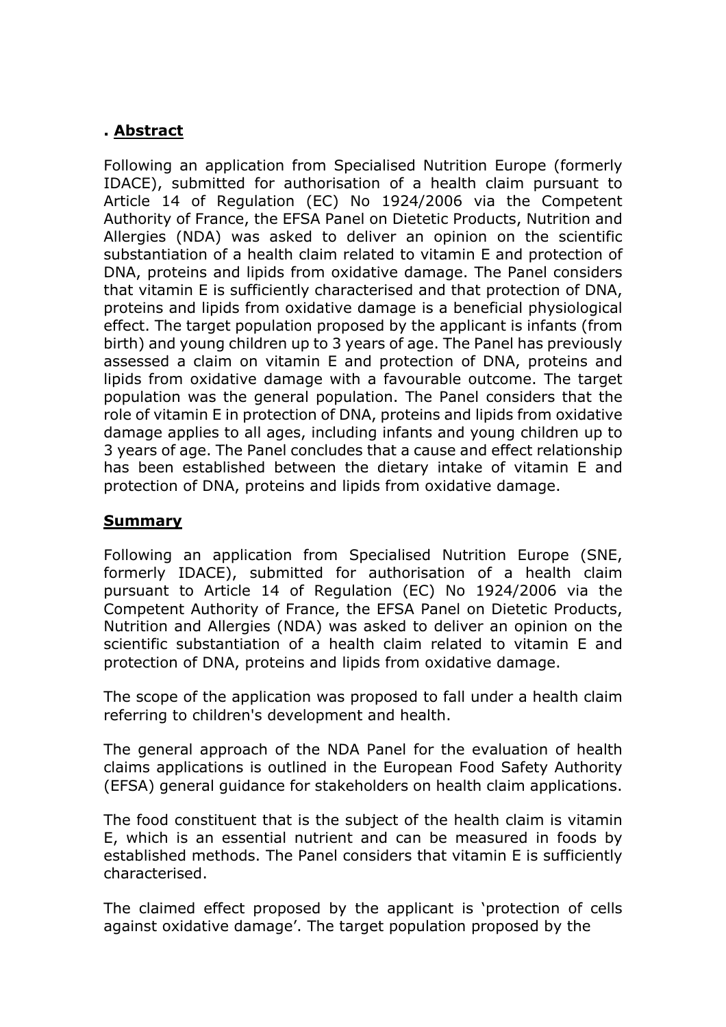## . Abstract

Following an application from Specialised Nutrition Europe (formerly IDACE), submitted for authorisation of a health claim pursuant to Article 14 of Regulation (EC) No 1924/2006 via the Competent Authority of France, the EFSA Panel on Dietetic Products, Nutrition and Allergies (NDA) was asked to deliver an opinion on the scientific substantiation of a health claim related to vitamin E and protection of DNA, proteins and lipids from oxidative damage. The Panel considers that vitamin E is sufficiently characterised and that protection of DNA, proteins and lipids from oxidative damage is a beneficial physiological effect. The target population proposed by the applicant is infants (from birth) and young children up to 3 years of age. The Panel has previously assessed a claim on vitamin E and protection of DNA, proteins and lipids from oxidative damage with a favourable outcome. The target population was the general population. The Panel considers that the role of vitamin E in protection of DNA, proteins and lipids from oxidative damage applies to all ages, including infants and young children up to 3 years of age. The Panel concludes that a cause and effect relationship has been established between the dietary intake of vitamin E and protection of DNA, proteins and lipids from oxidative damage.

## Summary

Following an application from Specialised Nutrition Europe (SNE, formerly IDACE), submitted for authorisation of a health claim pursuant to Article 14 of Regulation (EC) No 1924/2006 via the Competent Authority of France, the EFSA Panel on Dietetic Products, Nutrition and Allergies (NDA) was asked to deliver an opinion on the scientific substantiation of a health claim related to vitamin E and protection of DNA, proteins and lipids from oxidative damage.

The scope of the application was proposed to fall under a health claim referring to children's development and health.

The general approach of the NDA Panel for the evaluation of health claims applications is outlined in the European Food Safety Authority (EFSA) general guidance for stakeholders on health claim applications.

The food constituent that is the subject of the health claim is vitamin E, which is an essential nutrient and can be measured in foods by established methods. The Panel considers that vitamin E is sufficiently characterised.

The claimed effect proposed by the applicant is 'protection of cells against oxidative damage'. The target population proposed by the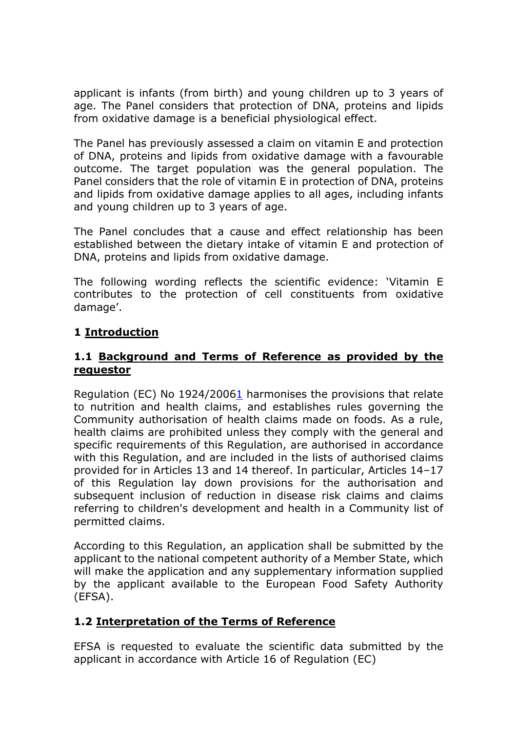applicant is infants (from birth) and young children up to 3 years of age. The Panel considers that protection of DNA, proteins and lipids from oxidative damage is a beneficial physiological effect.

The Panel has previously assessed a claim on vitamin E and protection of DNA, proteins and lipids from oxidative damage with a favourable outcome. The target population was the general population. The Panel considers that the role of vitamin E in protection of DNA, proteins and lipids from oxidative damage applies to all ages, including infants and young children up to 3 years of age.

The Panel concludes that a cause and effect relationship has been established between the dietary intake of vitamin E and protection of DNA, proteins and lipids from oxidative damage.

The following wording reflects the scientific evidence: 'Vitamin E contributes to the protection of cell constituents from oxidative damage'.

# 1 Introduction

## 1.1 Background and Terms of Reference as provided by the requestor

Regulation (EC) No 1924/2006[1] harmonises the provisions that relate to nutrition and health claims, and establishes rules governing the Community authorisation of health claims made on foods. As a rule, health claims are prohibited unless they comply with the general and specific requirements of this Regulation, are authorised in accordance with this Regulation, and are included in the lists of authorised claims provided for in Articles 13 and 14 thereof. In particular, Articles 14–17 of this Regulation lay down provisions for the authorisation and subsequent inclusion of reduction in disease risk claims and claims referring to children's development and health in a Community list of permitted claims.

According to this Regulation, an application shall be submitted by the applicant to the national competent authority of a Member State, which will make the application and any supplementary information supplied by the applicant available to the European Food Safety Authority (EFSA).

## 1.2 Interpretation of the Terms of Reference

EFSA is requested to evaluate the scientific data submitted by the applicant in accordance with Article 16 of Regulation (EC)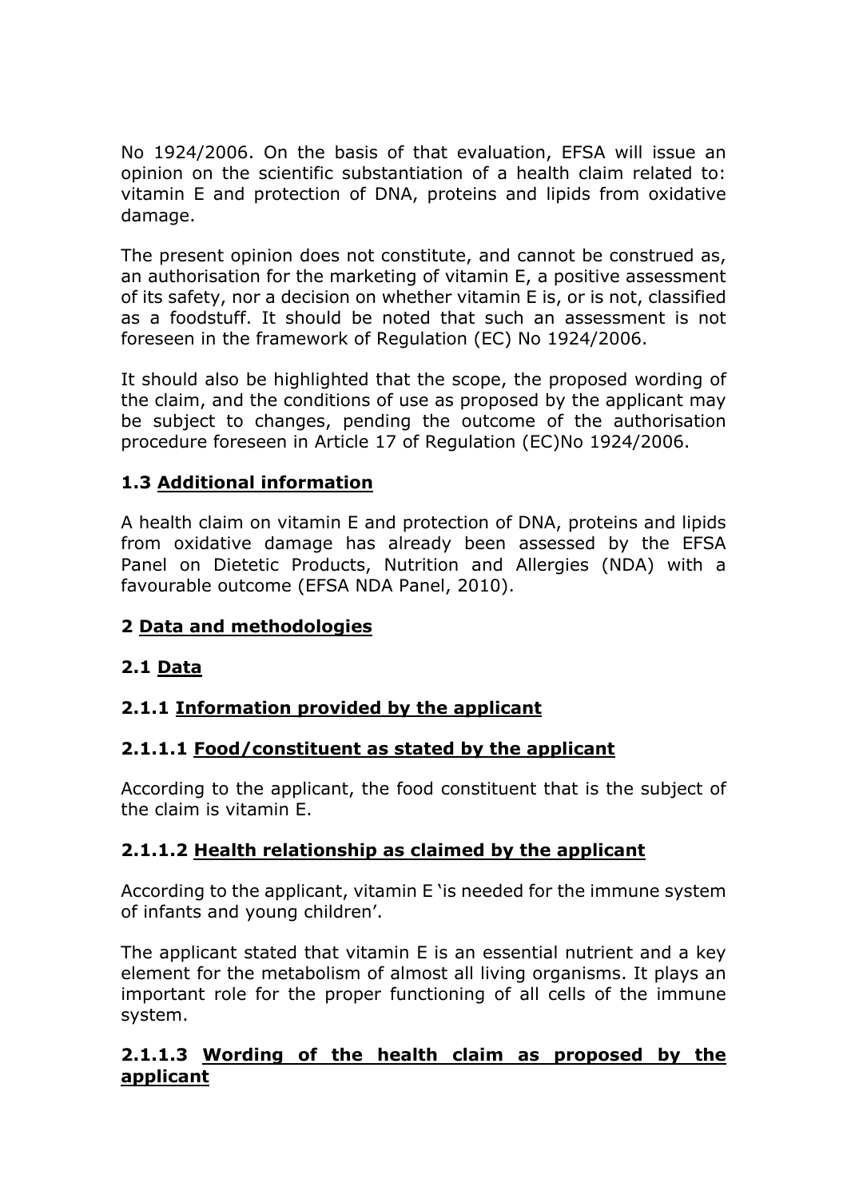No 1924/2006. On the basis of that evaluation, EFSA will issue an opinion on the scientific substantiation of a health claim related to: vitamin E and protection of DNA, proteins and lipids from oxidative damage.

The present opinion does not constitute, and cannot be construed as, an authorisation for the marketing of vitamin E, a positive assessment of its safety, nor a decision on whether vitamin E is, or is not, classified as a foodstuff. It should be noted that such an assessment is not foreseen in the framework of Regulation (EC) No 1924/2006.

It should also be highlighted that the scope, the proposed wording of the claim, and the conditions of use as proposed by the applicant may be subject to changes, pending the outcome of the authorisation procedure foreseen in Article 17 of Regulation (EC)No 1924/2006.

### 1.3 <u>Additional information</u>

A health claim on vitamin E and protection of DNA, proteins and lipids from oxidative damage has already been assessed by the EFSA Panel on Dietetic Products, Nutrition and Allergies (NDA) with a favourable outcome (EFSA NDA Panel, 2010).

## 2 <u>Data and methodologies</u>

### 2.1 <u>Data</u>

#### 2.1.1 <u>Information provided by the applicant</u>

##### 2.1.1.1 <u>Food/constituent as stated by the applicant</u>

According to the applicant, the food constituent that is the subject of the claim is vitamin E.

##### 2.1.1.2 <u>Health relationship as claimed by the applicant</u>

According to the applicant, vitamin E 'is needed for the immune system of infants and young children'.

The applicant stated that vitamin E is an essential nutrient and a key element for the metabolism of almost all living organisms. It plays an important role for the proper functioning of all cells of the immune system.

##### 2.1.1.3 <u>Wording of the health claim as proposed by the applicant</u>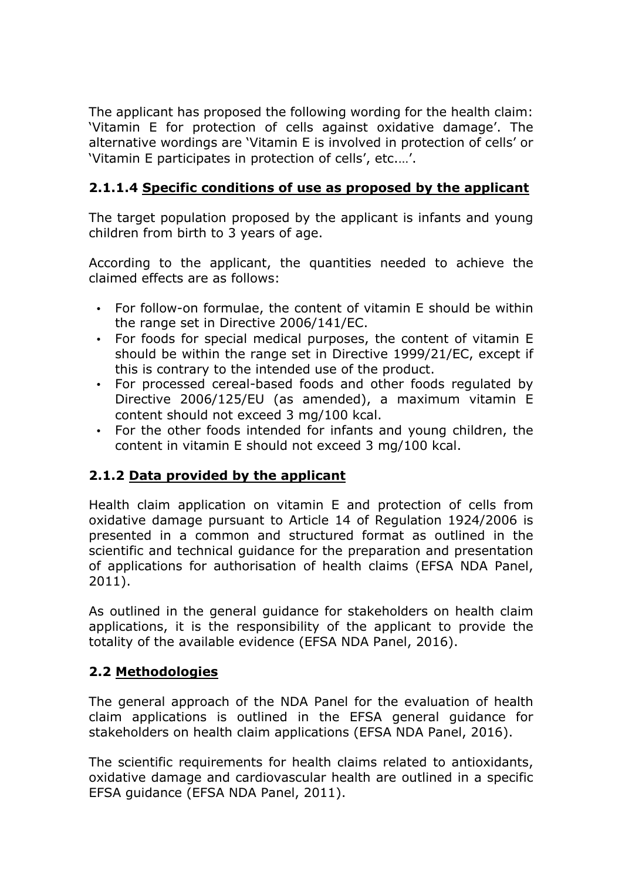The applicant has proposed the following wording for the health claim: 'Vitamin E for protection of cells against oxidative damage'. The alternative wordings are 'Vitamin E is involved in protection of cells' or 'Vitamin E participates in protection of cells', etc.…'.

#### 2.1.1.4 <u>Specific conditions of use as proposed by the applicant</u>

The target population proposed by the applicant is infants and young children from birth to 3 years of age.

According to the applicant, the quantities needed to achieve the claimed effects are as follows:

- For follow-on formulae, the content of vitamin E should be within the range set in Directive 2006/141/EC.
- For foods for special medical purposes, the content of vitamin E should be within the range set in Directive 1999/21/EC, except if this is contrary to the intended use of the product.
- For processed cereal-based foods and other foods regulated by Directive 2006/125/EU (as amended), a maximum vitamin E content should not exceed 3 mg/100 kcal.
- For the other foods intended for infants and young children, the content in vitamin E should not exceed 3 mg/100 kcal.

### 2.1.2 <u>Data provided by the applicant</u>

Health claim application on vitamin E and protection of cells from oxidative damage pursuant to Article 14 of Regulation 1924/2006 is presented in a common and structured format as outlined in the scientific and technical guidance for the preparation and presentation of applications for authorisation of health claims (EFSA NDA Panel, 2011).

As outlined in the general guidance for stakeholders on health claim applications, it is the responsibility of the applicant to provide the totality of the available evidence (EFSA NDA Panel, 2016).

### 2.2 <u>Methodologies</u>

The general approach of the NDA Panel for the evaluation of health claim applications is outlined in the EFSA general guidance for stakeholders on health claim applications (EFSA NDA Panel, 2016).

The scientific requirements for health claims related to antioxidants, oxidative damage and cardiovascular health are outlined in a specific EFSA guidance (EFSA NDA Panel, 2011).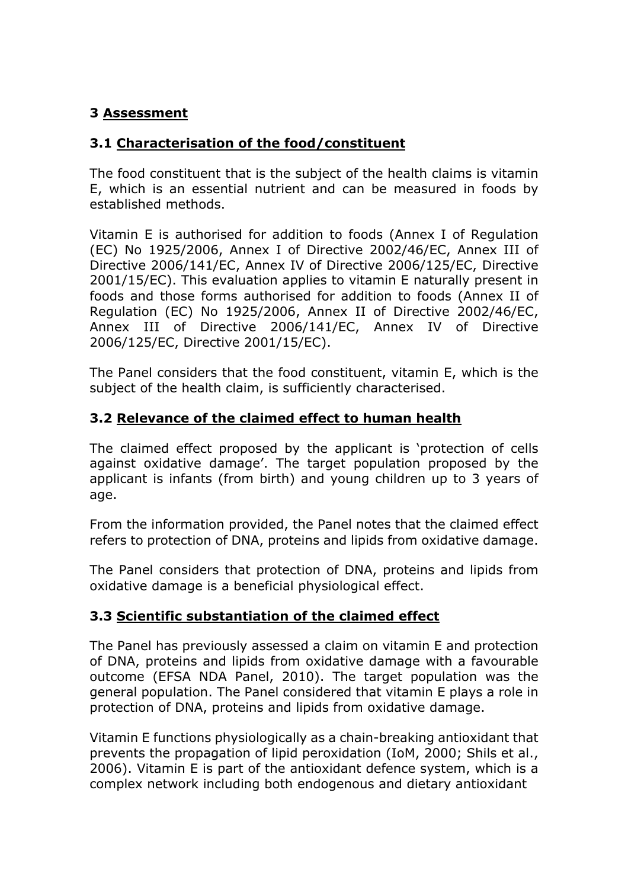# 3 Assessment

## 3.1 Characterisation of the food/constituent

The food constituent that is the subject of the health claims is vitamin E, which is an essential nutrient and can be measured in foods by established methods.

Vitamin E is authorised for addition to foods (Annex I of Regulation (EC) No 1925/2006, Annex I of Directive 2002/46/EC, Annex III of Directive 2006/141/EC, Annex IV of Directive 2006/125/EC, Directive 2001/15/EC). This evaluation applies to vitamin E naturally present in foods and those forms authorised for addition to foods (Annex II of Regulation (EC) No 1925/2006, Annex II of Directive 2002/46/EC, Annex III of Directive 2006/141/EC, Annex IV of Directive 2006/125/EC, Directive 2001/15/EC).

The Panel considers that the food constituent, vitamin E, which is the subject of the health claim, is sufficiently characterised.

## 3.2 Relevance of the claimed effect to human health

The claimed effect proposed by the applicant is 'protection of cells against oxidative damage'. The target population proposed by the applicant is infants (from birth) and young children up to 3 years of age.

From the information provided, the Panel notes that the claimed effect refers to protection of DNA, proteins and lipids from oxidative damage.

The Panel considers that protection of DNA, proteins and lipids from oxidative damage is a beneficial physiological effect.

## 3.3 Scientific substantiation of the claimed effect

The Panel has previously assessed a claim on vitamin E and protection of DNA, proteins and lipids from oxidative damage with a favourable outcome (EFSA NDA Panel, 2010). The target population was the general population. The Panel considered that vitamin E plays a role in protection of DNA, proteins and lipids from oxidative damage.

Vitamin E functions physiologically as a chain-breaking antioxidant that prevents the propagation of lipid peroxidation (IoM, 2000; Shils et al., 2006). Vitamin E is part of the antioxidant defence system, which is a complex network including both endogenous and dietary antioxidant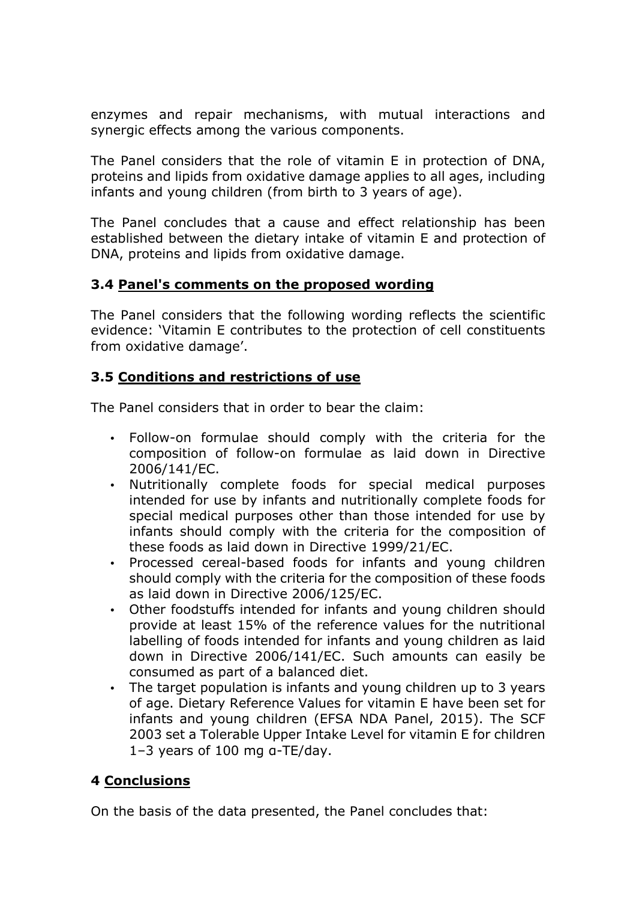enzymes and repair mechanisms, with mutual interactions and synergic effects among the various components.

The Panel considers that the role of vitamin E in protection of DNA, proteins and lipids from oxidative damage applies to all ages, including infants and young children (from birth to 3 years of age).

The Panel concludes that a cause and effect relationship has been established between the dietary intake of vitamin E and protection of DNA, proteins and lipids from oxidative damage.

### 3.4 Panel's comments on the proposed wording

The Panel considers that the following wording reflects the scientific evidence: 'Vitamin E contributes to the protection of cell constituents from oxidative damage'.

### 3.5 Conditions and restrictions of use

The Panel considers that in order to bear the claim:

- Follow-on formulae should comply with the criteria for the composition of follow-on formulae as laid down in Directive 2006/141/EC.
- Nutritionally complete foods for special medical purposes intended for use by infants and nutritionally complete foods for special medical purposes other than those intended for use by infants should comply with the criteria for the composition of these foods as laid down in Directive 1999/21/EC.
- Processed cereal-based foods for infants and young children should comply with the criteria for the composition of these foods as laid down in Directive 2006/125/EC.
- Other foodstuffs intended for infants and young children should provide at least 15% of the reference values for the nutritional labelling of foods intended for infants and young children as laid down in Directive 2006/141/EC. Such amounts can easily be consumed as part of a balanced diet.
- The target population is infants and young children up to 3 years of age. Dietary Reference Values for vitamin E have been set for infants and young children (EFSA NDA Panel, 2015). The SCF 2003 set a Tolerable Upper Intake Level for vitamin E for children 1–3 years of 100 mg α-TE/day.

## 4 Conclusions

On the basis of the data presented, the Panel concludes that: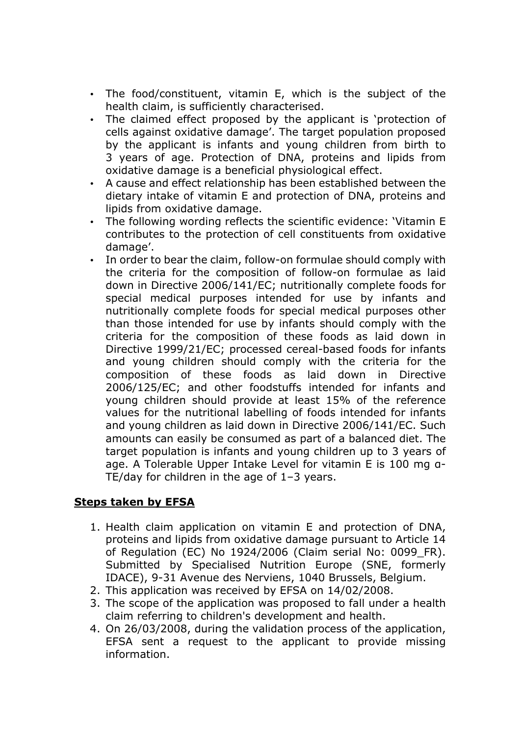- The food/constituent, vitamin E, which is the subject of the health claim, is sufficiently characterised.
- The claimed effect proposed by the applicant is 'protection of cells against oxidative damage'. The target population proposed by the applicant is infants and young children from birth to 3 years of age. Protection of DNA, proteins and lipids from oxidative damage is a beneficial physiological effect.
- A cause and effect relationship has been established between the dietary intake of vitamin E and protection of DNA, proteins and lipids from oxidative damage.
- The following wording reflects the scientific evidence: 'Vitamin E contributes to the protection of cell constituents from oxidative damage'.
- In order to bear the claim, follow-on formulae should comply with the criteria for the composition of follow-on formulae as laid down in Directive 2006/141/EC; nutritionally complete foods for special medical purposes intended for use by infants and nutritionally complete foods for special medical purposes other than those intended for use by infants should comply with the criteria for the composition of these foods as laid down in Directive 1999/21/EC; processed cereal-based foods for infants and young children should comply with the criteria for the composition of these foods as laid down in Directive 2006/125/EC; and other foodstuffs intended for infants and young children should provide at least 15% of the reference values for the nutritional labelling of foods intended for infants and young children as laid down in Directive 2006/141/EC. Such amounts can easily be consumed as part of a balanced diet. The target population is infants and young children up to 3 years of age. A Tolerable Upper Intake Level for vitamin E is 100 mg α-TE/day for children in the age of 1–3 years.

## Steps taken by EFSA

1. Health claim application on vitamin E and protection of DNA, proteins and lipids from oxidative damage pursuant to Article 14 of Regulation (EC) No 1924/2006 (Claim serial No: 0099_FR). Submitted by Specialised Nutrition Europe (SNE, formerly IDACE), 9-31 Avenue des Nerviens, 1040 Brussels, Belgium.
2. This application was received by EFSA on 14/02/2008.
3. The scope of the application was proposed to fall under a health claim referring to children's development and health.
4. On 26/03/2008, during the validation process of the application, EFSA sent a request to the applicant to provide missing information.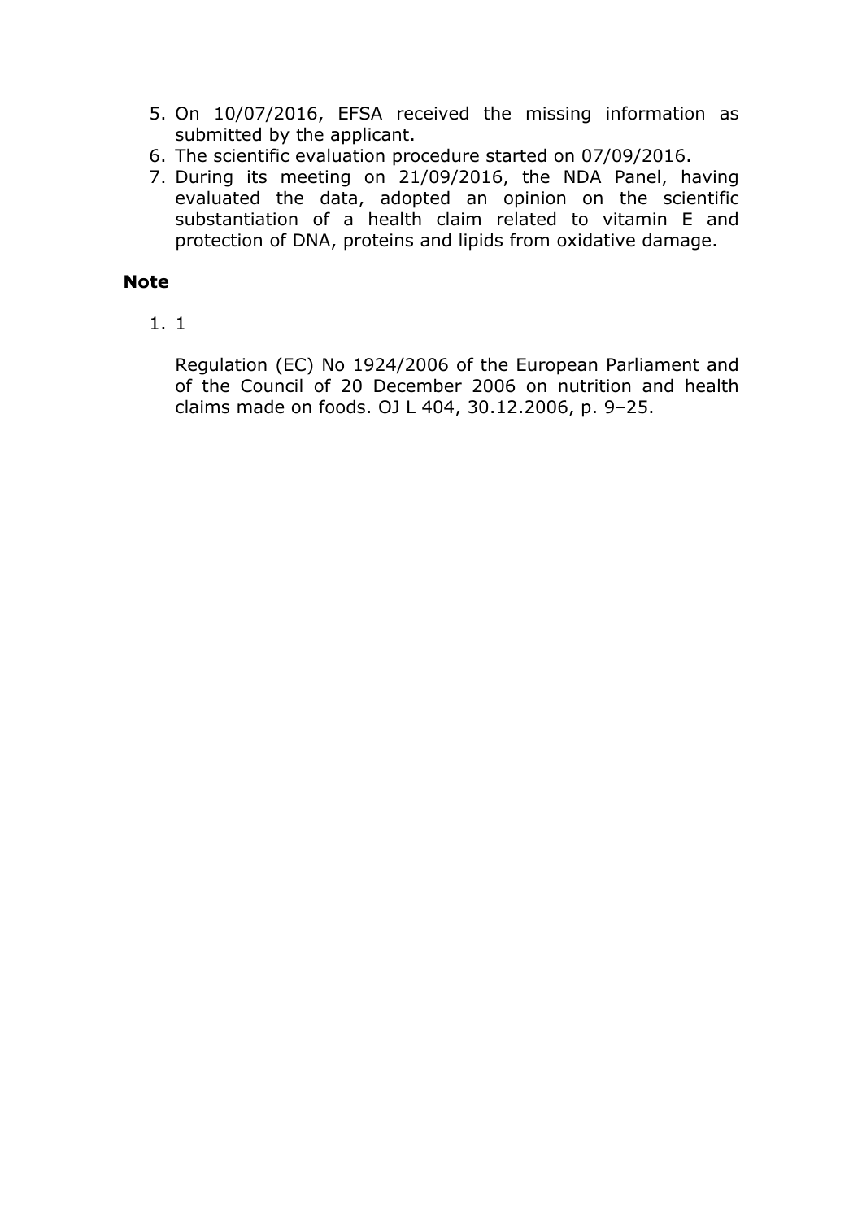5. On 10/07/2016, EFSA received the missing information as submitted by the applicant.
6. The scientific evaluation procedure started on 07/09/2016.
7. During its meeting on 21/09/2016, the NDA Panel, having evaluated the data, adopted an opinion on the scientific substantiation of a health claim related to vitamin E and protection of DNA, proteins and lipids from oxidative damage.

## Note

1. 1

   Regulation (EC) No 1924/2006 of the European Parliament and of the Council of 20 December 2006 on nutrition and health claims made on foods. OJ L 404, 30.12.2006, p. 9–25.